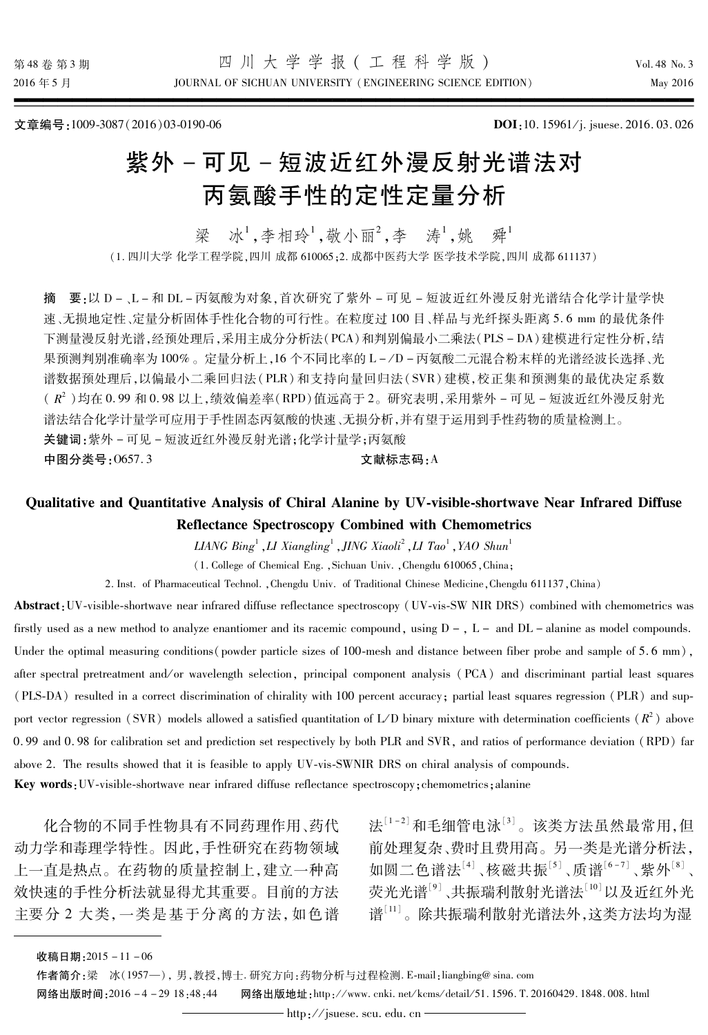文章编号:1009-3087(2016)03-0190-06　　　　**DOI**:10.15961/j.jsuese.2016.03.026

# 紫外-可见-短波近红外漫反射光谱法对丙氨酸手性的定性定量分析

梁　冰[1],李相玲[1],敬小丽[2],李　涛[1],姚　舜[1]

(1.四川大学 化学工程学院,四川 成都 610065;2.成都中医药大学 医学技术学院,四川 成都 611137)

**摘　要**:以D-、L-和DL-丙氨酸为对象,首次研究了紫外-可见-短波近红外漫反射光谱结合化学计量学快速、无损地定性、定量分析固体手性化合物的可行性。在粒度过100目、样品与光纤探头距离5.6 mm的最优条件下测量漫反射光谱,经预处理后,采用主成分分析法(PCA)和判别偏最小二乘法(PLS-DA)建模进行定性分析,结果预测判别准确率为100%。定量分析上,16个不同比率的L-/D-丙氨酸二元混合粉末样的光谱经波长选择、光谱数据预处理后,以偏最小二乘回归法(PLR)和支持向量回归法(SVR)建模,校正集和预测集的最优决定系数($R^2$)均在0.99和0.98以上,绩效偏差率(RPD)值远高于2。研究表明,采用紫外-可见-短波近红外漫反射光谱法结合化学计量学可应用于手性固态丙氨酸的快速、无损分析,并有望于运用到手性药物的质量检测上。

**关键词**:紫外-可见-短波近红外漫反射光谱;化学计量学;丙氨酸

**中图分类号**:O657.3　　　　**文献标志码**:A

## Qualitative and Quantitative Analysis of Chiral Alanine by UV-visible-shortwave Near Infrared Diffuse Reflectance Spectroscopy Combined with Chemometrics

*LIANG Bing*[1], *LI Xiangling*[1], *JING Xiaoli*[2], *LI Tao*[1], *YAO Shun*[1]

(1.College of Chemical Eng., Sichuan Univ., Chengdu 610065, China;
2.Inst. of Pharmaceutical Technol., Chengdu Univ. of Traditional Chinese Medicine, Chengdu 611137, China)

**Abstract**: UV-visible-shortwave near infrared diffuse reflectance spectroscopy (UV-vis-SW NIR DRS) combined with chemometrics was firstly used as a new method to analyze enantiomer and its racemic compound, using D-, L- and DL-alanine as model compounds. Under the optimal measuring conditions (powder particle sizes of 100-mesh and distance between fiber probe and sample of 5.6 mm), after spectral pretreatment and/or wavelength selection, principal component analysis (PCA) and discriminant partial least squares (PLS-DA) resulted in a correct discrimination of chirality with 100 percent accuracy; partial least squares regression (PLR) and support vector regression (SVR) models allowed a satisfied quantitation of L/D binary mixture with determination coefficients ($R^2$) above 0.99 and 0.98 for calibration set and prediction set respectively by both PLR and SVR, and ratios of performance deviation (RPD) far above 2. The results showed that it is feasible to apply UV-vis-SWNIR DRS on chiral analysis of compounds.

**Key words**: UV-visible-shortwave near infrared diffuse reflectance spectroscopy; chemometrics; alanine

化合物的不同手性物具有不同药理作用、药代动力学和毒理学特性。因此,手性研究在药物领域上一直是热点。在药物的质量控制上,建立一种高效快速的手性分析法就显得尤其重要。目前的方法主要分2大类,一类是基于分离的方法,如色谱法[1-2]和毛细管电泳[3]。该类方法虽然最常用,但前处理复杂、费时且费用高。另一类是光谱分析法,如圆二色谱法[4]、核磁共振[5]、质谱[6-7]、紫外[8]、荧光光谱[9]、共振瑞利散射光谱法[10]以及近红外光谱[11]。除共振瑞利散射光谱法外,这类方法均为湿

---

**收稿日期**:2015-11-06

**作者简介**:梁　冰(1957—),男,教授,博士.研究方向:药物分析与过程检测.E-mail:liangbing@sina.com

**网络出版时间**:2016-4-29 18:48:44　　**网络出版地址**:http://www.cnki.net/kcms/detail/51.1596.T.20160429.1848.008.html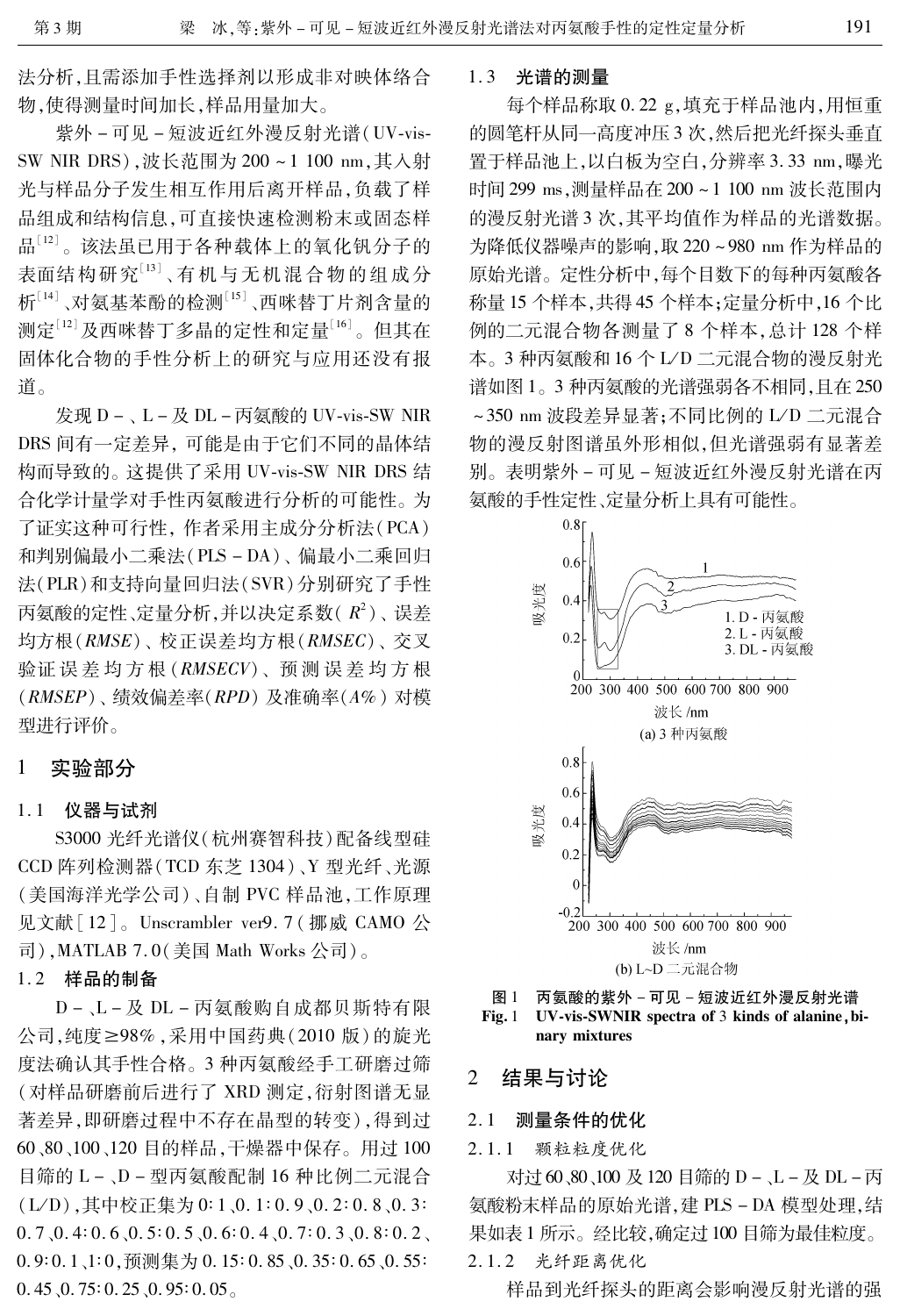法分析,且需添加手性选择剂以形成非对映体络合物,使得测量时间加长,样品用量加大。

紫外－可见－短波近红外漫反射光谱(UV-vis-SW NIR DRS),波长范围为 200～1 100 nm,其入射光与样品分子发生相互作用后离开样品,负载了样品组成和结构信息,可直接快速检测粉末或固态样品[12]。该法虽已用于各种载体上的氧化钒分子的表面结构研究[13]、有机与无机混合物的组成分析[14]、对氨基苯酚的检测[15]、西咪替丁片剂含量的测定[12]及西咪替丁多晶的定性和定量[16]。但其在固体化合物的手性分析上的研究与应用还没有报道。

发现 D－、L－及 DL－丙氨酸的 UV-vis-SW NIR DRS 间有一定差异,可能是由于它们不同的晶体结构而导致的。这提供了采用 UV-vis-SW NIR DRS 结合化学计量学对手性丙氨酸进行分析的可能性。为了证实这种可行性,作者采用主成分分析法(PCA)和判别偏最小二乘法(PLS－DA)、偏最小二乘回归法(PLR)和支持向量回归法(SVR)分别研究了手性丙氨酸的定性、定量分析,并以决定系数($R^2$)、误差均方根(*RMSE*)、校正误差均方根(*RMSEC*)、交叉验证误差均方根(*RMSECV*)、预测误差均方根(*RMSEP*)、绩效偏差率(*RPD*)及准确率($A\%$)对模型进行评价。

## 1 实验部分

### 1.1 仪器与试剂

S3000 光纤光谱仪(杭州赛智科技)配备线型硅 CCD 阵列检测器(TCD 东芝 1304)、Y 型光纤、光源(美国海洋光学公司)、自制 PVC 样品池,工作原理见文献[12]。Unscrambler ver9.7(挪威 CAMO 公司),MATLAB 7.0(美国 Math Works 公司)。

### 1.2 样品的制备

D－、L－及 DL－丙氨酸购自成都贝斯特有限公司,纯度≥98%,采用中国药典(2010 版)的旋光度法确认其手性合格。3 种丙氨酸经手工研磨过筛(对样品研磨前后进行了 XRD 测定,衍射图谱无显著差异,即研磨过程中不存在晶型的转变),得到过 60、80、100、120 目的样品,干燥器中保存。用过 100 目筛的 L－、D－型丙氨酸配制 16 种比例二元混合(L/D),其中校正集为 0∶1、0.1∶0.9、0.2∶0.8、0.3∶0.7、0.4∶0.6、0.5∶0.5、0.6∶0.4、0.7∶0.3、0.8∶0.2、0.9∶0.1、1∶0,预测集为 0.15∶0.85、0.35∶0.65、0.55∶0.45、0.75∶0.25、0.95∶0.05。

### 1.3 光谱的测量

每个样品称取 0.22 g,填充于样品池内,用恒重的圆笔杆从同一高度冲压 3 次,然后把光纤探头垂直置于样品池上,以白板为空白,分辨率 3.33 nm,曝光时间 299 ms,测量样品在 200～1 100 nm 波长范围内的漫反射光谱 3 次,其平均值作为样品的光谱数据。为降低仪器噪声的影响,取 220～980 nm 作为样品的原始光谱。定性分析中,每个目数下的每种丙氨酸各称量 15 个样本,共得 45 个样本;定量分析中,16 个比例的二元混合物各测量了 8 个样本,总计 128 个样本。3 种丙氨酸和 16 个 L/D 二元混合物的漫反射光谱如图 1。3 种丙氨酸的光谱强弱各不相同,且在 250～350 nm 波段差异显著;不同比例的 L/D 二元混合物的漫反射图谱虽外形相似,但光谱强弱有显著差别。表明紫外－可见－短波近红外漫反射光谱在丙氨酸的手性定性、定量分析上具有可能性。

(a) 3 种丙氨酸

(b) L~D 二元混合物

图 1 丙氨酸的紫外－可见－短波近红外漫反射光谱
**Fig. 1 UV-vis-SWNIR spectra of 3 kinds of alanine, binary mixtures**

## 2 结果与讨论

### 2.1 测量条件的优化

#### 2.1.1 颗粒粒度优化

对过 60、80、100 及 120 目筛的 D－、L－及 DL－丙氨酸粉末样品的原始光谱,建 PLS－DA 模型处理,结果如表 1 所示。经比较,确定过 100 目筛为最佳粒度。

#### 2.1.2 光纤距离优化

样品到光纤探头的距离会影响漫反射光谱的强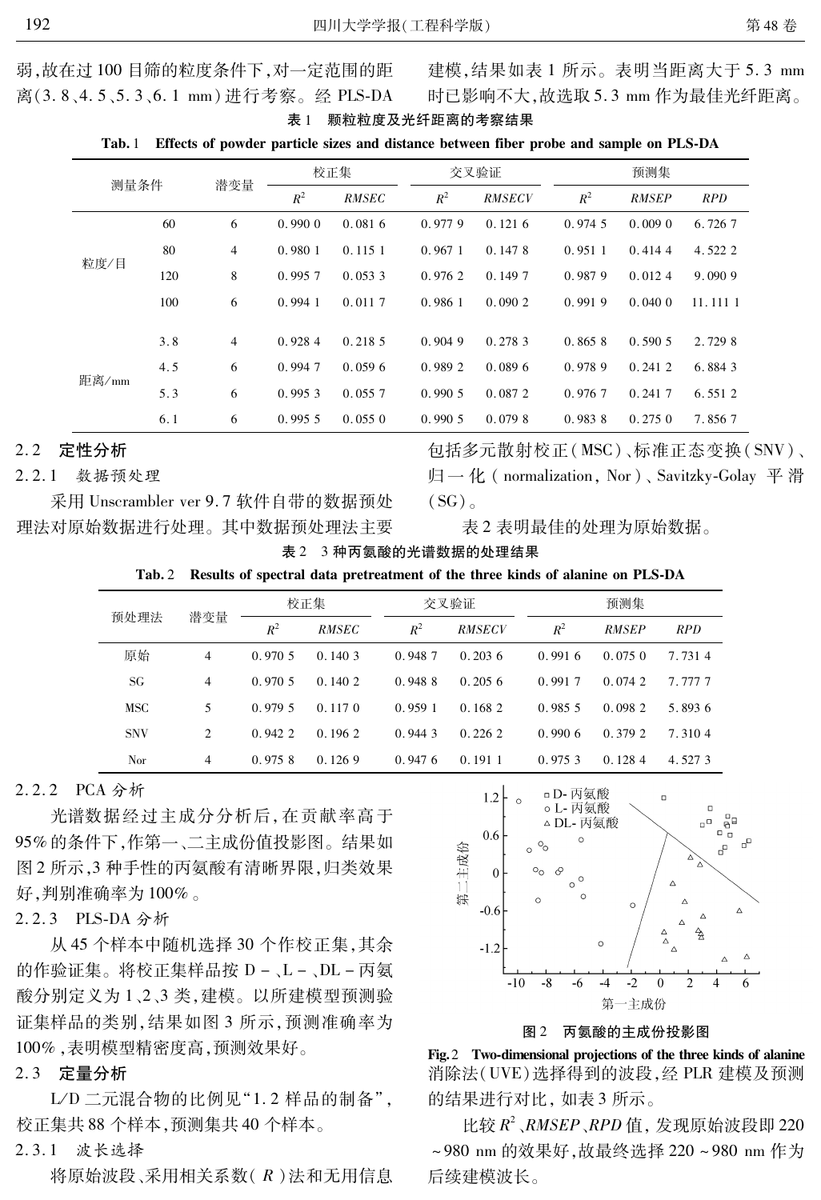弱,故在过 100 目筛的粒度条件下,对一定范围的距离(3.8、4.5、5.3、6.1 mm)进行考察。经 PLS-DA 建模,结果如表 1 所示。表明当距离大于 5.3 mm 时已影响不大,故选取 5.3 mm 作为最佳光纤距离。

表 1 颗粒粒度及光纤距离的考察结果

Tab. 1 Effects of powder particle sizes and distance between fiber probe and sample on PLS-DA

| 测量条件 | | 潜变量 | 校正集 | | 交叉验证 | | 预测集 | | |
|---|---|---|---|---|---|---|---|---|---|
| | | | $R^2$ | *RMSEC* | $R^2$ | *RMSECV* | $R^2$ | *RMSEP* | *RPD* |
| 粒度/目 | 60 | 6 | 0.990 0 | 0.081 6 | 0.977 9 | 0.121 6 | 0.974 5 | 0.009 0 | 6.726 7 |
| | 80 | 4 | 0.980 1 | 0.115 1 | 0.967 1 | 0.147 8 | 0.951 1 | 0.414 4 | 4.522 2 |
| | 120 | 8 | 0.995 7 | 0.053 3 | 0.976 2 | 0.149 7 | 0.987 9 | 0.012 4 | 9.090 9 |
| | 100 | 6 | 0.994 1 | 0.011 7 | 0.986 1 | 0.090 2 | 0.991 9 | 0.040 0 | 11.111 1 |
| 距离/mm | 3.8 | 4 | 0.928 4 | 0.218 5 | 0.904 9 | 0.278 3 | 0.865 8 | 0.590 5 | 2.729 8 |
| | 4.5 | 6 | 0.994 7 | 0.059 6 | 0.989 2 | 0.089 6 | 0.978 9 | 0.241 2 | 6.884 3 |
| | 5.3 | 6 | 0.995 3 | 0.055 7 | 0.990 5 | 0.087 2 | 0.976 7 | 0.241 7 | 6.551 2 |
| | 6.1 | 6 | 0.995 5 | 0.055 0 | 0.990 5 | 0.079 8 | 0.983 8 | 0.275 0 | 7.856 7 |

## 2.2 定性分析

### 2.2.1 数据预处理

采用 Unscrambler ver 9.7 软件自带的数据预处理法对原始数据进行处理。其中数据预处理法主要包括多元散射校正(MSC)、标准正态变换(SNV)、归一化(normalization, Nor)、Savitzky-Golay 平滑(SG)。

表 2 表明最佳的处理为原始数据。

表 2 3 种丙氨酸的光谱数据的处理结果

Tab. 2 Results of spectral data pretreatment of the three kinds of alanine on PLS-DA

| 预处理法 | 潜变量 | 校正集 | | 交叉验证 | | 预测集 | | |
|---|---|---|---|---|---|---|---|---|
| | | $R^2$ | *RMSEC* | $R^2$ | *RMSECV* | $R^2$ | *RMSEP* | *RPD* |
| 原始 | 4 | 0.970 5 | 0.140 3 | 0.948 7 | 0.203 6 | 0.991 6 | 0.075 0 | 7.731 4 |
| SG | 4 | 0.970 5 | 0.140 2 | 0.948 8 | 0.205 6 | 0.991 7 | 0.074 2 | 7.777 7 |
| MSC | 5 | 0.979 5 | 0.117 0 | 0.959 1 | 0.168 2 | 0.985 5 | 0.098 2 | 5.893 6 |
| SNV | 2 | 0.942 2 | 0.196 2 | 0.944 3 | 0.226 2 | 0.990 6 | 0.379 2 | 7.310 4 |
| Nor | 4 | 0.975 8 | 0.126 9 | 0.947 6 | 0.191 1 | 0.975 3 | 0.128 4 | 4.527 3 |

### 2.2.2 PCA 分析

光谱数据经过主成分分析后,在贡献率高于 95% 的条件下,作第一、二主成份价值投影图。结果如图 2 所示,3 种手性的丙氨酸有清晰界限,归类效果好,判别准确率为 100%。

图 2 丙氨酸的主成份投影图

Fig. 2 Two-dimensional projections of the three kinds of alanine

### 2.2.3 PLS-DA 分析

从 45 个样本中随机选择 30 个作校正集,其余的作验证集。将校正集样品按 D-、L-、DL-丙氨酸分别定义为 1、2、3 类,建模。以所建模型预测验证集样品的类别,结果如图 3 所示,预测准确率为 100%,表明模型精密度高,预测效果好。

## 2.3 定量分析

L/D 二元混合物的比例见"1.2 样品的制备",校正集共 88 个样本,预测集共 40 个样本。

### 2.3.1 波长选择

将原始波段、采用相关系数($R$)法和无用信息消除法(UVE)选择得到的波段,经 PLR 建模及预测的结果进行对比,如表 3 所示。

比较 $R^2$、*RMSEP*、*RPD* 值,发现原始波段即 220 ~980 nm 的效果好,故最终选择 220 ~980 nm 作为后续建模波长。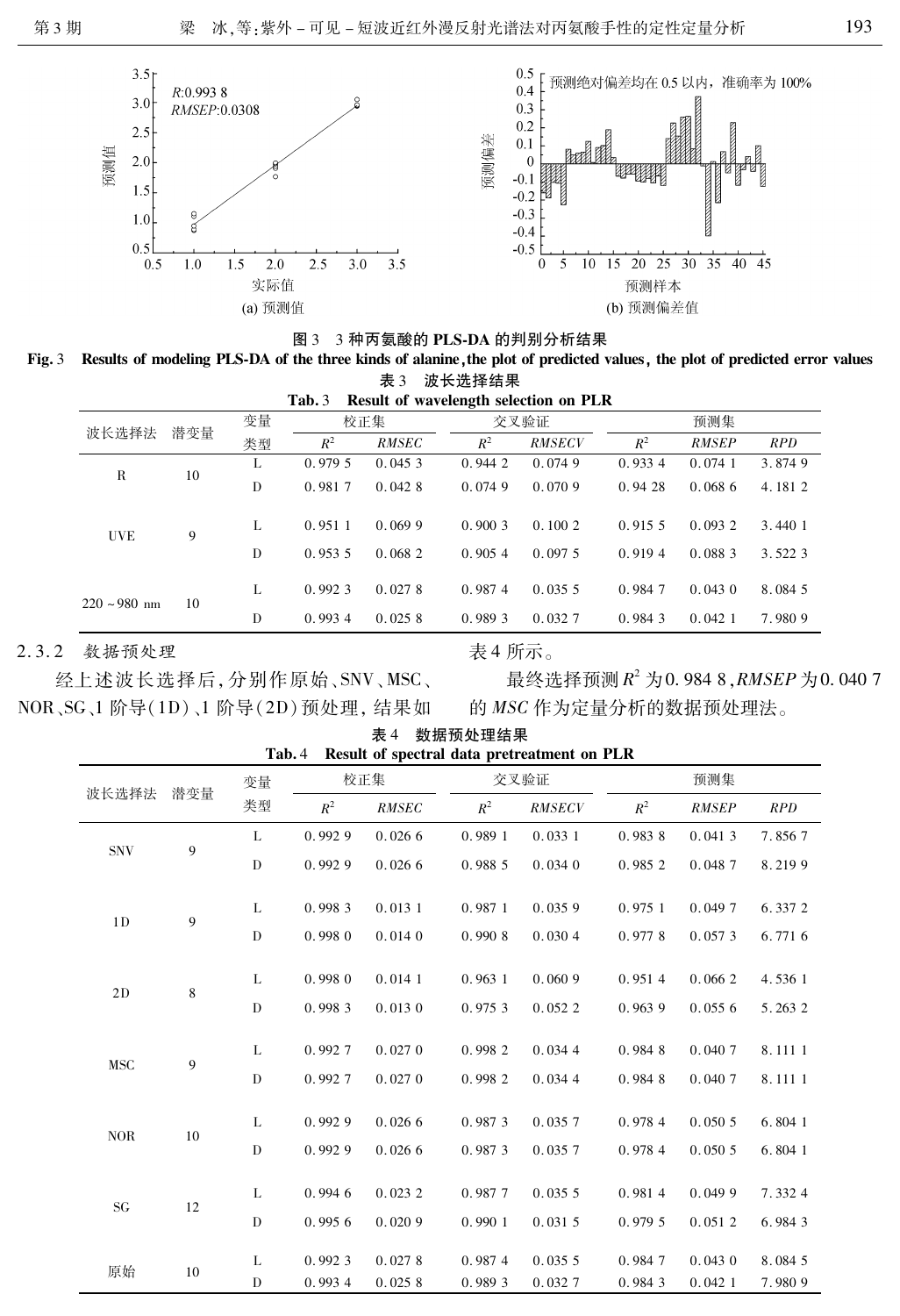图3 3种丙氨酸的 PLS-DA 的判别分析结果

Fig. 3 Results of modeling PLS-DA of the three kinds of alanine, the plot of predicted values, the plot of predicted error values

表3 波长选择结果

Tab. 3 Result of wavelength selection on PLR

| 波长选择法 | 潜变量 | 变量类型 | 校正集 | | 交叉验证 | | 预测集 | | |
|---|---|---|---|---|---|---|---|---|---|
| | | | $R^2$ | *RMSEC* | $R^2$ | *RMSECV* | $R^2$ | *RMSEP* | *RPD* |
| R | 10 | L | 0.979 5 | 0.045 3 | 0.944 2 | 0.074 9 | 0.933 4 | 0.074 1 | 3.874 9 |
| | | D | 0.981 7 | 0.042 8 | 0.074 9 | 0.070 9 | 0.94 28 | 0.068 6 | 4.181 2 |
| UVE | 9 | L | 0.951 1 | 0.069 9 | 0.900 3 | 0.100 2 | 0.915 5 | 0.093 2 | 3.440 1 |
| | | D | 0.953 5 | 0.068 2 | 0.905 4 | 0.097 5 | 0.919 4 | 0.088 3 | 3.522 3 |
| 220 ~ 980 nm | 10 | L | 0.992 3 | 0.027 8 | 0.987 4 | 0.035 5 | 0.984 7 | 0.043 0 | 8.084 5 |
| | | D | 0.993 4 | 0.025 8 | 0.989 3 | 0.032 7 | 0.984 3 | 0.042 1 | 7.980 9 |

### 2.3.2 数据预处理

经上述波长选择后，分别作原始、SNV、MSC、NOR、SG、1 阶导(1D)、1 阶导(2D)预处理，结果如表4 所示。

最终选择预测 $R^2$ 为0.984 8，*RMSEP* 为0.040 7 的 *MSC* 作为定量分析的数据预处理法。

表4 数据预处理结果

Tab. 4 Result of spectral data pretreatment on PLR

| 波长选择法 | 潜变量 | 变量类型 | 校正集 | | 交叉验证 | | 预测集 | | |
|---|---|---|---|---|---|---|---|---|---|
| | | | $R^2$ | *RMSEC* | $R^2$ | *RMSECV* | $R^2$ | *RMSEP* | *RPD* |
| SNV | 9 | L | 0.992 9 | 0.026 6 | 0.989 1 | 0.033 1 | 0.983 8 | 0.041 3 | 7.856 7 |
| | | D | 0.992 9 | 0.026 6 | 0.988 5 | 0.034 0 | 0.985 2 | 0.048 7 | 8.219 9 |
| 1D | 9 | L | 0.998 3 | 0.013 1 | 0.987 1 | 0.035 9 | 0.975 1 | 0.049 7 | 6.337 2 |
| | | D | 0.998 0 | 0.014 0 | 0.990 8 | 0.030 4 | 0.977 8 | 0.057 3 | 6.771 6 |
| 2D | 8 | L | 0.998 0 | 0.014 1 | 0.963 1 | 0.060 9 | 0.951 4 | 0.066 2 | 4.536 1 |
| | | D | 0.998 3 | 0.013 0 | 0.975 3 | 0.052 2 | 0.963 9 | 0.055 6 | 5.263 2 |
| MSC | 9 | L | 0.992 7 | 0.027 0 | 0.998 2 | 0.034 4 | 0.984 8 | 0.040 7 | 8.111 1 |
| | | D | 0.992 7 | 0.027 0 | 0.998 2 | 0.034 4 | 0.984 8 | 0.040 7 | 8.111 1 |
| NOR | 10 | L | 0.992 9 | 0.026 6 | 0.987 3 | 0.035 7 | 0.978 4 | 0.050 5 | 6.804 1 |
| | | D | 0.992 9 | 0.026 6 | 0.987 3 | 0.035 7 | 0.978 4 | 0.050 5 | 6.804 1 |
| SG | 12 | L | 0.994 6 | 0.023 2 | 0.987 7 | 0.035 5 | 0.981 4 | 0.049 9 | 7.332 4 |
| | | D | 0.995 6 | 0.020 9 | 0.990 1 | 0.031 5 | 0.979 5 | 0.051 2 | 6.984 3 |
| 原始 | 10 | L | 0.992 3 | 0.027 8 | 0.987 4 | 0.035 5 | 0.984 7 | 0.043 0 | 8.084 5 |
| | | D | 0.993 4 | 0.025 8 | 0.989 3 | 0.032 7 | 0.984 3 | 0.042 1 | 7.980 9 |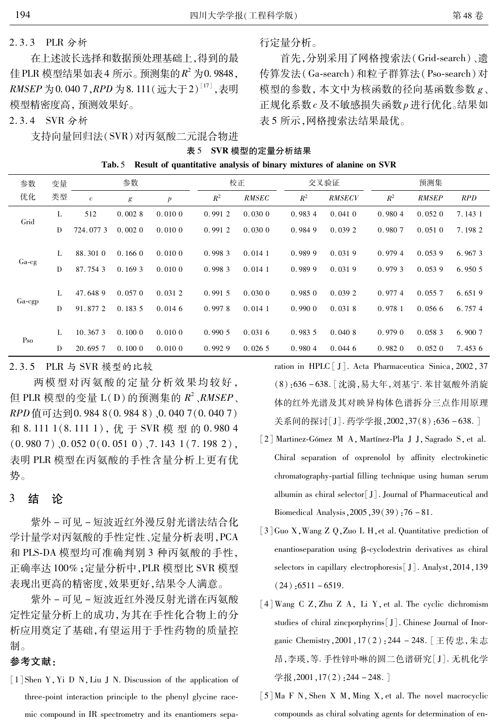#### 2.3.3 PLR 分析

在上述波长选择和数据预处理基础上,得到的最佳PLR模型结果如表4所示。预测集的$R^2$为0.9848,*RMSEP*为0.040 7,*RPD*为8.111(远大于2)[17],表明模型精密度高,预测效果好。

#### 2.3.4 SVR 分析

支持向量回归法(SVR)对丙氨酸二元混合物进行定量分析。

首先,分别采用了网格搜索法(Grid-search)、遗传算发法(Ga-search)和粒子群算法(Pso-search)对模型的参数,本文中为核函数的径向基函数参数$g$、正规化系数$c$及不敏感损失函数$p$进行优化。结果如表5所示,网格搜索法结果最优。

**表5 SVR 模型的定量分析结果**

**Tab.5 Result of quantitative analysis of binary mixtures of alanine on SVR**

| 参数优化 | 变量类型 | 参数 | | | 校正 | | 交叉验证 | | 预测集 | | |
|---|---|---|---|---|---|---|---|---|---|---|---|
| | | $c$ | $g$ | $p$ | $R^2$ | *RMSEC* | $R^2$ | *RMSECV* | $R^2$ | *RMSEP* | *RPD* |
| Grid | L | 512 | 0.002 8 | 0.010 0 | 0.991 2 | 0.030 0 | 0.983 4 | 0.041 0 | 0.980 4 | 0.052 0 | 7.143 1 |
| | D | 724.077 3 | 0.002 0 | 0.010 0 | 0.991 2 | 0.030 0 | 0.984 9 | 0.039 2 | 0.980 7 | 0.051 0 | 7.198 2 |
| Ga-cg | L | 88.301 0 | 0.166 0 | 0.010 0 | 0.998 3 | 0.014 1 | 0.989 9 | 0.031 9 | 0.979 4 | 0.053 9 | 6.967 3 |
| | D | 87.754 3 | 0.169 3 | 0.010 0 | 0.998 3 | 0.014 1 | 0.989 9 | 0.031 9 | 0.979 3 | 0.053 9 | 6.950 5 |
| Ga-cgp | L | 47.648 9 | 0.057 0 | 0.031 2 | 0.991 5 | 0.030 0 | 0.985 0 | 0.039 2 | 0.977 4 | 0.055 7 | 6.651 9 |
| | D | 91.877 2 | 0.183 5 | 0.014 6 | 0.997 8 | 0.014 1 | 0.990 0 | 0.031 8 | 0.978 1 | 0.056 6 | 6.757 4 |
| Pso | L | 10.367 3 | 0.100 0 | 0.010 0 | 0.990 5 | 0.031 6 | 0.983 5 | 0.040 8 | 0.979 0 | 0.058 3 | 6.900 7 |
| | D | 20.695 7 | 0.100 0 | 0.010 0 | 0.992 9 | 0.026 5 | 0.980 4 | 0.044 6 | 0.982 0 | 0.052 0 | 7.453 6 |

#### 2.3.5 PLR 与 SVR 模型的比较

两模型对丙氨酸的定量分析效果均较好,但PLR模型的变量L(D)的预测集的$R^2$、*RMSEP*、*RPD*值可达到0.984 8(0.984 8)、0.040 7(0.040 7)和8.111 1(8.111 1),优于SVR模型的0.980 4(0.980 7)、0.052 0(0.051 0)、7.143 1(7.198 2),表明PLR模型在丙氨酸的手性含量分析上更有优势。

## 3 结 论

紫外-可见-短波近红外漫反射光谱法结合化学计量学对丙氨酸的手性定性、定量分析表明,PCA和PLS-DA模型均可准确判别3种丙氨酸的手性,正确率达100%;定量分析中,PLR模型比SVR模型表现出更高的精密度,效果更好,结果令人满意。

紫外-可见-短波近红外漫反射光谱在丙氨酸定性定量分析上的成功,为其在手性化合物上的分析应用奠定了基础,有望运用于手性药物的质量控制。

### 参考文献:

[1] Shen Y, Yi D N, Liu J N. Discussion of the application of three-point interaction principle to the phenyl glycine racemic compound in IR spectrometry and its enantiomers separation in HPLC[J]. Acta Pharmaceutica Sinica, 2002, 37(8): 636-638. [沈漪,易大年,刘基宁. 苯甘氨酸外消旋体的红外光谱及其对映异构体色谱拆分三点作用原理关系间的探讨[J]. 药学学报, 2002, 37(8): 636-638.]

[2] Martinez-Gómez M A, Martínez-Pla J J, Sagrado S, et al. Chiral separation of oxprenolol by affinity electrokinetic chromatography-partial filling technique using human serum albumin as chiral selector[J]. Journal of Pharmaceutical and Biomedical Analysis, 2005, 39(39): 76-81.

[3] Guo X, Wang Z Q, Zuo L H, et al. Quantitative prediction of enantioseparation using β-cyclodextrin derivatives as chiral selectors in capillary electrophoresis[J]. Analyst, 2014, 139(24): 6511-6519.

[4] Wang C Z, Zhu Z A, Li Y, et al. The cyclic dichromism studies of chiral zincporphyrins[J]. Chinese Journal of Inorganic Chemistry, 2001, 17(2): 244-248. [王传忠,朱志昂,李瑛,等. 手性锌卟啉的圆二色谱研究[J]. 无机化学学报, 2001, 17(2): 244-248.]

[5] Ma F N, Shen X M, Ming X, et al. The novel macrocyclic compounds as chiral solvating agents for determination of en-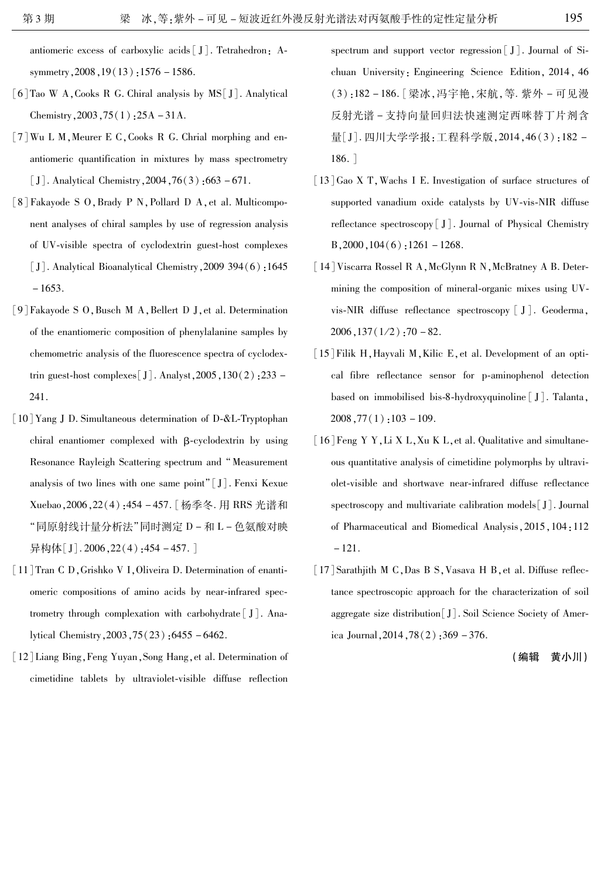antiomeric excess of carboxylic acids[J]. Tetrahedron: Asymmetry,2008,19(13):1576 – 1586.

[6] Tao W A,Cooks R G. Chiral analysis by MS[J]. Analytical Chemistry,2003,75(1):25A – 31A.

[7] Wu L M,Meurer E C,Cooks R G. Chrial morphing and enantiomeric quantification in mixtures by mass spectrometry [J]. Analytical Chemistry,2004,76(3):663 – 671.

[8] Fakayode S O,Brady P N,Pollard D A,et al. Multicomponent analyses of chiral samples by use of regression analysis of UV-visible spectra of cyclodextrin guest-host complexes [J]. Analytical Bioanalytical Chemistry,2009 394(6):1645 – 1653.

[9] Fakayode S O,Busch M A,Bellert D J,et al. Determination of the enantiomeric composition of phenylalanine samples by chemometric analysis of the fluorescence spectra of cyclodextrin guest-host complexes[J]. Analyst,2005,130(2):233 – 241.

[10] Yang J D. Simultaneous determination of D-&L-Tryptophan chiral enantiomer complexed with β-cyclodextrin by using Resonance Rayleigh Scattering spectrum and "Measurement analysis of two lines with one same point"[J]. Fenxi Kexue Xuebao,2006,22(4):454 – 457.[杨季冬.用RRS光谱和"同原射线计量分析法"同时测定D–和L–色氨酸对映异构体[J].2006,22(4):454 – 457.]

[11] Tran C D,Grishko V I,Oliveira D. Determination of enantiomeric compositions of amino acids by near-infrared spectrometry through complexation with carbohydrate[J]. Analytical Chemistry,2003,75(23):6455 – 6462.

[12] Liang Bing,Feng Yuyan,Song Hang,et al. Determination of cimetidine tablets by ultraviolet-visible diffuse reflection spectrum and support vector regression[J]. Journal of Sichuan University: Engineering Science Edition, 2014, 46 (3):182 – 186.[梁冰,冯宇艳,宋航,等.紫外–可见漫反射光谱–支持向量回归法快速测定西咪替丁片剂含量[J].四川大学学报:工程科学版,2014,46(3):182 – 186.]

[13] Gao X T,Wachs I E. Investigation of surface structures of supported vanadium oxide catalysts by UV-vis-NIR diffuse reflectance spectroscopy[J]. Journal of Physical Chemistry B,2000,104(6):1261 – 1268.

[14] Viscarra Rossel R A,McGlynn R N,McBratney A B. Determining the composition of mineral-organic mixes using UV-vis-NIR diffuse reflectance spectroscopy [J]. Geoderma, 2006,137(1/2):70 – 82.

[15] Filik H,Hayvali M,Kilic E,et al. Development of an optical fibre reflectance sensor for p-aminophenol detection based on immobilised bis-8-hydroxyquinoline[J]. Talanta, 2008,77(1):103 – 109.

[16] Feng Y Y,Li X L,Xu K L,et al. Qualitative and simultaneous quantitative analysis of cimetidine polymorphs by ultraviolet-visible and shortwave near-infrared diffuse reflectance spectroscopy and multivariate calibration models[J]. Journal of Pharmaceutical and Biomedical Analysis,2015,104:112 – 121.

[17] Sarathjith M C,Das B S,Vasava H B,et al. Diffuse reflectance spectroscopic approach for the characterization of soil aggregate size distribution[J]. Soil Science Society of America Journal,2014,78(2):369 – 376.

(编辑　黄小川)